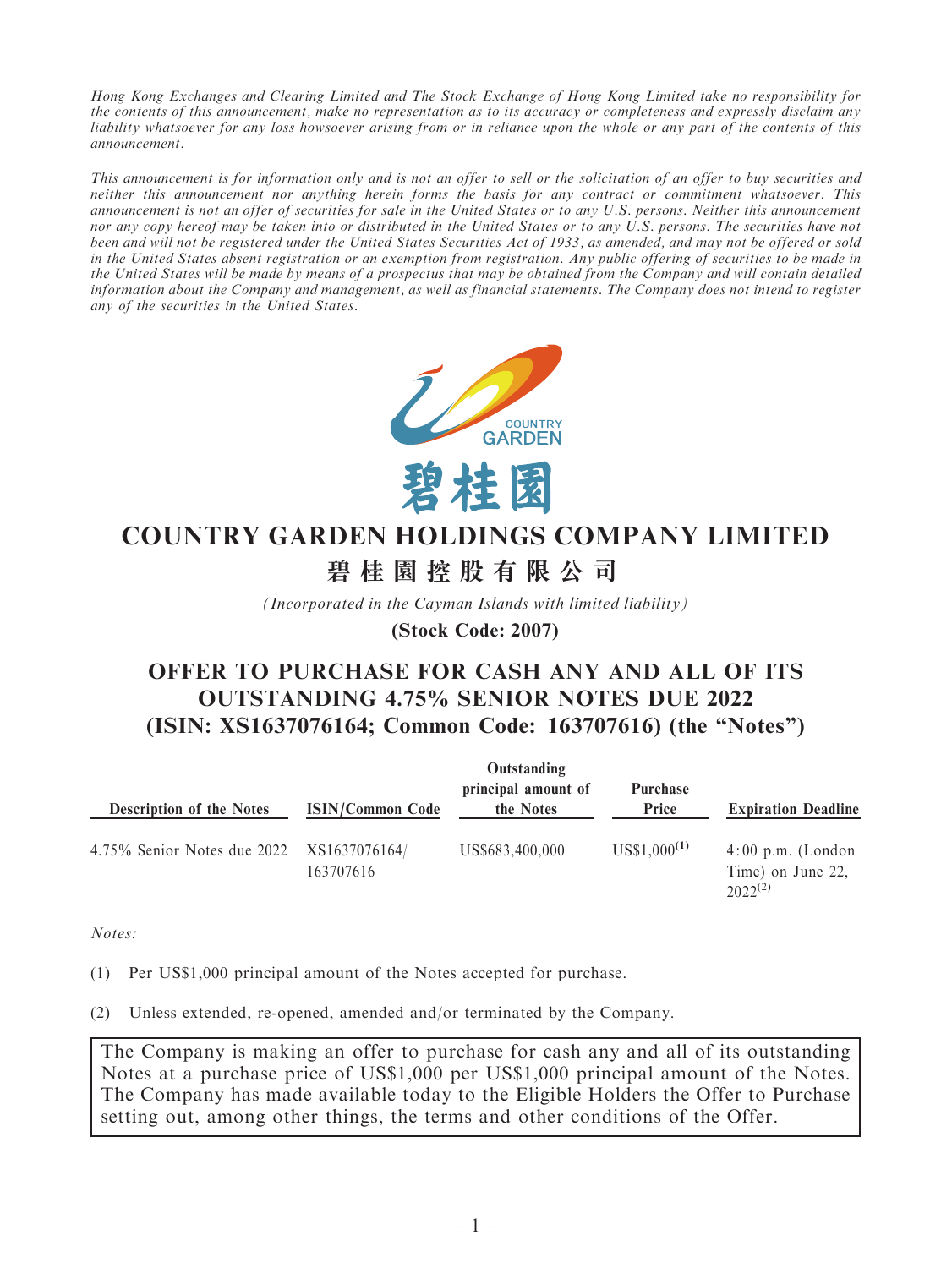*Hong Kong Exchanges and Clearing Limited and The Stock Exchange of Hong Kong Limited take no responsibility for the contents of this announcement, make no representation as to its accuracy or completeness and expressly disclaim any liability whatsoever for any loss howsoever arising from or in reliance upon the whole or any part of the contents of this announcement.*

*This announcement is for information only and is not an offer to sell or the solicitation of an offer to buy securities and neither this announcement nor anything herein forms the basis for any contract or commitment whatsoever. This announcement is not an offer of securities for sale in the United States or to any U.S. persons. Neither this announcement nor any copy hereof may be taken into or distributed in the United States or to any U.S. persons. The securities have not been and will not be registered under the United States Securities Act of 1933, as amended, and may not be offered or sold in the United States absent registration or an exemption from registration. Any public offering of securities to be made in the United States will be made by means of a prospectus that may be obtained from the Company and will contain detailed information about the Company and management, as well as financial statements. The Company does not intend to register any of the securities in the United States.*

COUNTRY GARDEN

碧桂園

# COUNTRY GARDEN HOLDINGS COMPANY LIMITED

# 碧桂園控股有限公司

*(Incorporated in the Cayman Islands with limited liability)*

**(Stock Code: 2007)**

## OFFER TO PURCHASE FOR CASH ANY AND ALL OF ITS OUTSTANDING 4.75% SENIOR NOTES DUE 2022 (ISIN: XS1637076164; Common Code: 163707616) (the "Notes")

| Description of the Notes | ISIN/Common Code | Outstanding principal amount of the Notes | Purchase Price | Expiration Deadline |
|---|---|---|---|---|
| 4.75% Senior Notes due 2022 | XS1637076164/ 163707616 | US$683,400,000 | US$1,000[(1)] | 4:00 p.m. (London Time) on June 22, 2022[(2)] |

*Notes:*

(1) Per US$1,000 principal amount of the Notes accepted for purchase.

(2) Unless extended, re-opened, amended and/or terminated by the Company.

The Company is making an offer to purchase for cash any and all of its outstanding Notes at a purchase price of US$1,000 per US$1,000 principal amount of the Notes. The Company has made available today to the Eligible Holders the Offer to Purchase setting out, among other things, the terms and other conditions of the Offer.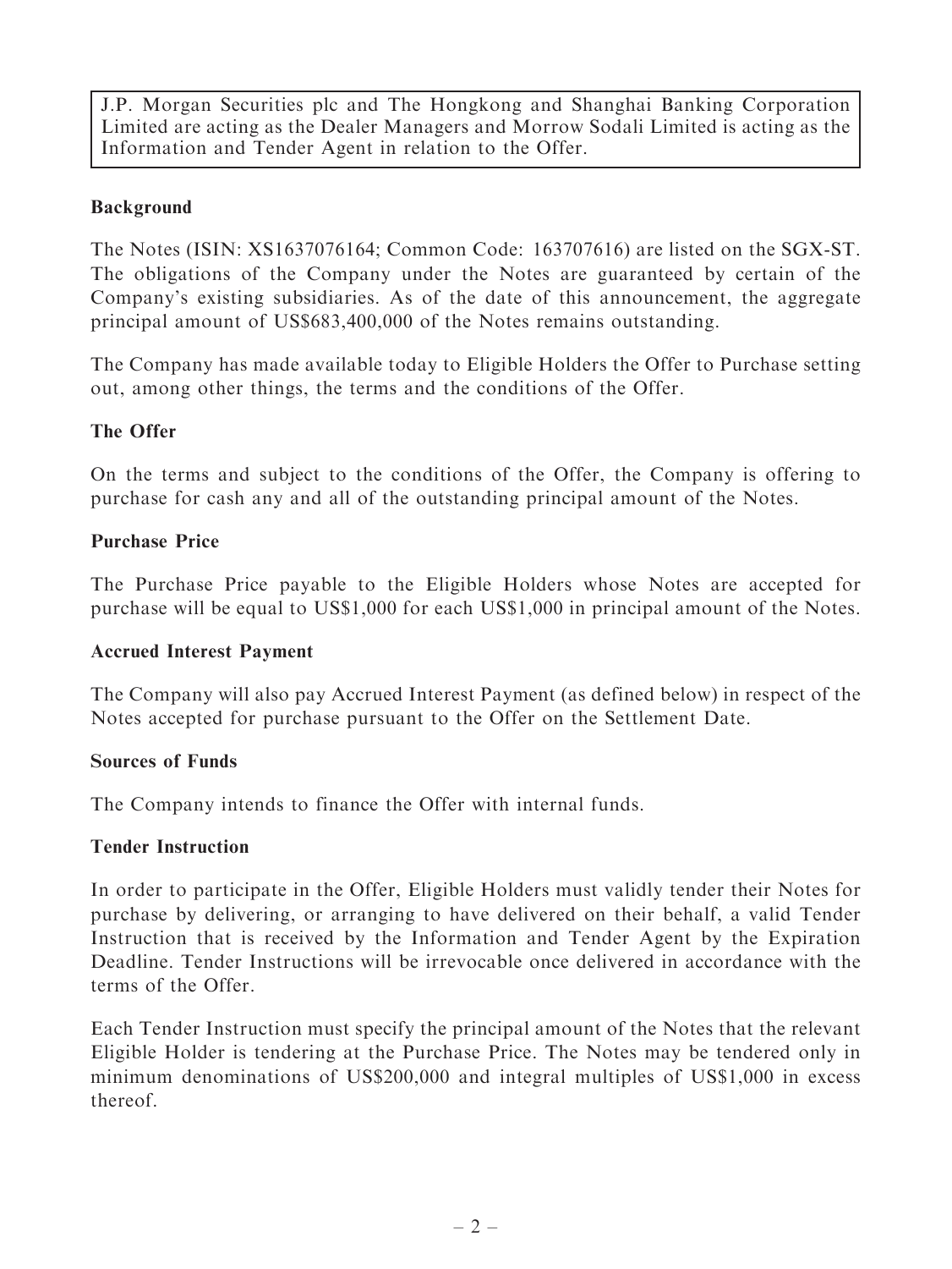J.P. Morgan Securities plc and The Hongkong and Shanghai Banking Corporation Limited are acting as the Dealer Managers and Morrow Sodali Limited is acting as the Information and Tender Agent in relation to the Offer.

**Background**

The Notes (ISIN: XS1637076164; Common Code: 163707616) are listed on the SGX-ST. The obligations of the Company under the Notes are guaranteed by certain of the Company's existing subsidiaries. As of the date of this announcement, the aggregate principal amount of US$683,400,000 of the Notes remains outstanding.

The Company has made available today to Eligible Holders the Offer to Purchase setting out, among other things, the terms and the conditions of the Offer.

**The Offer**

On the terms and subject to the conditions of the Offer, the Company is offering to purchase for cash any and all of the outstanding principal amount of the Notes.

**Purchase Price**

The Purchase Price payable to the Eligible Holders whose Notes are accepted for purchase will be equal to US$1,000 for each US$1,000 in principal amount of the Notes.

**Accrued Interest Payment**

The Company will also pay Accrued Interest Payment (as defined below) in respect of the Notes accepted for purchase pursuant to the Offer on the Settlement Date.

**Sources of Funds**

The Company intends to finance the Offer with internal funds.

**Tender Instruction**

In order to participate in the Offer, Eligible Holders must validly tender their Notes for purchase by delivering, or arranging to have delivered on their behalf, a valid Tender Instruction that is received by the Information and Tender Agent by the Expiration Deadline. Tender Instructions will be irrevocable once delivered in accordance with the terms of the Offer.

Each Tender Instruction must specify the principal amount of the Notes that the relevant Eligible Holder is tendering at the Purchase Price. The Notes may be tendered only in minimum denominations of US$200,000 and integral multiples of US$1,000 in excess thereof.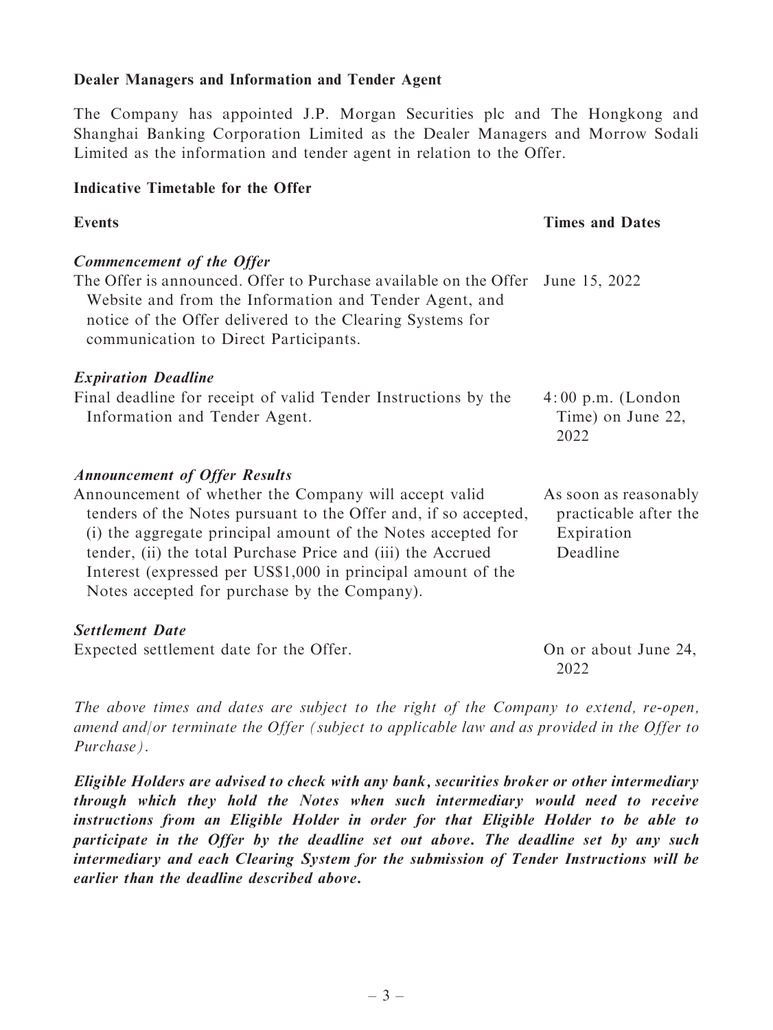**Dealer Managers and Information and Tender Agent**

The Company has appointed J.P. Morgan Securities plc and The Hongkong and Shanghai Banking Corporation Limited as the Dealer Managers and Morrow Sodali Limited as the information and tender agent in relation to the Offer.

**Indicative Timetable for the Offer**

| **Events** | **Times and Dates** |
|---|---|
| ***Commencement of the Offer*** | |
| The Offer is announced. Offer to Purchase available on the Offer Website and from the Information and Tender Agent, and notice of the Offer delivered to the Clearing Systems for communication to Direct Participants. | June 15, 2022 |
| ***Expiration Deadline*** | |
| Final deadline for receipt of valid Tender Instructions by the Information and Tender Agent. | 4:00 p.m. (London Time) on June 22, 2022 |
| ***Announcement of Offer Results*** | |
| Announcement of whether the Company will accept valid tenders of the Notes pursuant to the Offer and, if so accepted, (i) the aggregate principal amount of the Notes accepted for tender, (ii) the total Purchase Price and (iii) the Accrued Interest (expressed per US$1,000 in principal amount of the Notes accepted for purchase by the Company). | As soon as reasonably practicable after the Expiration Deadline |
| ***Settlement Date*** | |
| Expected settlement date for the Offer. | On or about June 24, 2022 |

*The above times and dates are subject to the right of the Company to extend, re-open, amend/or terminate the Offer (subject to applicable law and as provided in the Offer to Purchase).*

***Eligible Holders are advised to check with any bank, securities broker or other intermediary through which they hold the Notes when such intermediary would need to receive instructions from an Eligible Holder in order for that Eligible Holder to be able to participate in the Offer by the deadline set out above. The deadline set by any such intermediary and each Clearing System for the submission of Tender Instructions will be earlier than the deadline described above.***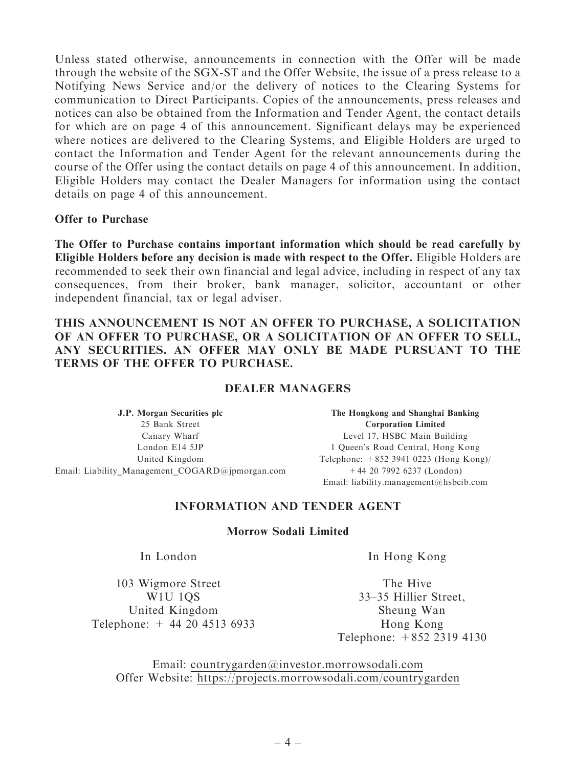Unless stated otherwise, announcements in connection with the Offer will be made through the website of the SGX-ST and the Offer Website, the issue of a press release to a Notifying News Service and/or the delivery of notices to the Clearing Systems for communication to Direct Participants. Copies of the announcements, press releases and notices can also be obtained from the Information and Tender Agent, the contact details for which are on page 4 of this announcement. Significant delays may be experienced where notices are delivered to the Clearing Systems, and Eligible Holders are urged to contact the Information and Tender Agent for the relevant announcements during the course of the Offer using the contact details on page 4 of this announcement. In addition, Eligible Holders may contact the Dealer Managers for information using the contact details on page 4 of this announcement.

**Offer to Purchase**

**The Offer to Purchase contains important information which should be read carefully by Eligible Holders before any decision is made with respect to the Offer.** Eligible Holders are recommended to seek their own financial and legal advice, including in respect of any tax consequences, from their broker, bank manager, solicitor, accountant or other independent financial, tax or legal adviser.

**THIS ANNOUNCEMENT IS NOT AN OFFER TO PURCHASE, A SOLICITATION OF AN OFFER TO PURCHASE, OR A SOLICITATION OF AN OFFER TO SELL, ANY SECURITIES. AN OFFER MAY ONLY BE MADE PURSUANT TO THE TERMS OF THE OFFER TO PURCHASE.**

## DEALER MANAGERS

**J.P. Morgan Securities plc**
25 Bank Street
Canary Wharf
London E14 5JP
United Kingdom
Email: Liability_Management_COGARD@jpmorgan.com

**The Hongkong and Shanghai Banking Corporation Limited**
Level 17, HSBC Main Building
1 Queen's Road Central, Hong Kong
Telephone: +852 3941 0223 (Hong Kong)/
+44 20 7992 6237 (London)
Email: liability.management@hsbcib.com

## INFORMATION AND TENDER AGENT

**Morrow Sodali Limited**

In London

103 Wigmore Street
W1U 1QS
United Kingdom
Telephone: + 44 20 4513 6933

In Hong Kong

The Hive
33–35 Hillier Street,
Sheung Wan
Hong Kong
Telephone: +852 2319 4130

Email: countrygarden@investor.morrowsodali.com
Offer Website: https://projects.morrowsodali.com/countrygarden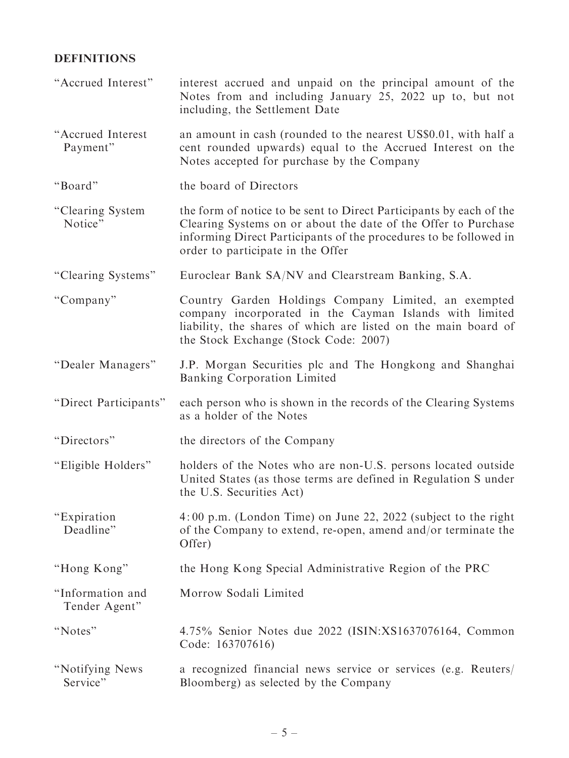## DEFINITIONS

| | |
|---|---|
| "Accrued Interest" | interest accrued and unpaid on the principal amount of the Notes from and including January 25, 2022 up to, but not including, the Settlement Date |
| "Accrued Interest Payment" | an amount in cash (rounded to the nearest US$0.01, with half a cent rounded upwards) equal to the Accrued Interest on the Notes accepted for purchase by the Company |
| "Board" | the board of Directors |
| "Clearing System Notice" | the form of notice to be sent to Direct Participants by each of the Clearing Systems on or about the date of the Offer to Purchase informing Direct Participants of the procedures to be followed in order to participate in the Offer |
| "Clearing Systems" | Euroclear Bank SA/NV and Clearstream Banking, S.A. |
| "Company" | Country Garden Holdings Company Limited, an exempted company incorporated in the Cayman Islands with limited liability, the shares of which are listed on the main board of the Stock Exchange (Stock Code: 2007) |
| "Dealer Managers" | J.P. Morgan Securities plc and The Hongkong and Shanghai Banking Corporation Limited |
| "Direct Participants" | each person who is shown in the records of the Clearing Systems as a holder of the Notes |
| "Directors" | the directors of the Company |
| "Eligible Holders" | holders of the Notes who are non-U.S. persons located outside United States (as those terms are defined in Regulation S under the U.S. Securities Act) |
| "Expiration Deadline" | 4:00 p.m. (London Time) on June 22, 2022 (subject to the right of the Company to extend, re-open, amend and/or terminate the Offer) |
| "Hong Kong" | the Hong Kong Special Administrative Region of the PRC |
| "Information and Tender Agent" | Morrow Sodali Limited |
| "Notes" | 4.75% Senior Notes due 2022 (ISIN:XS1637076164, Common Code: 163707616) |
| "Notifying News Service" | a recognized financial news service or services (e.g. Reuters/ Bloomberg) as selected by the Company |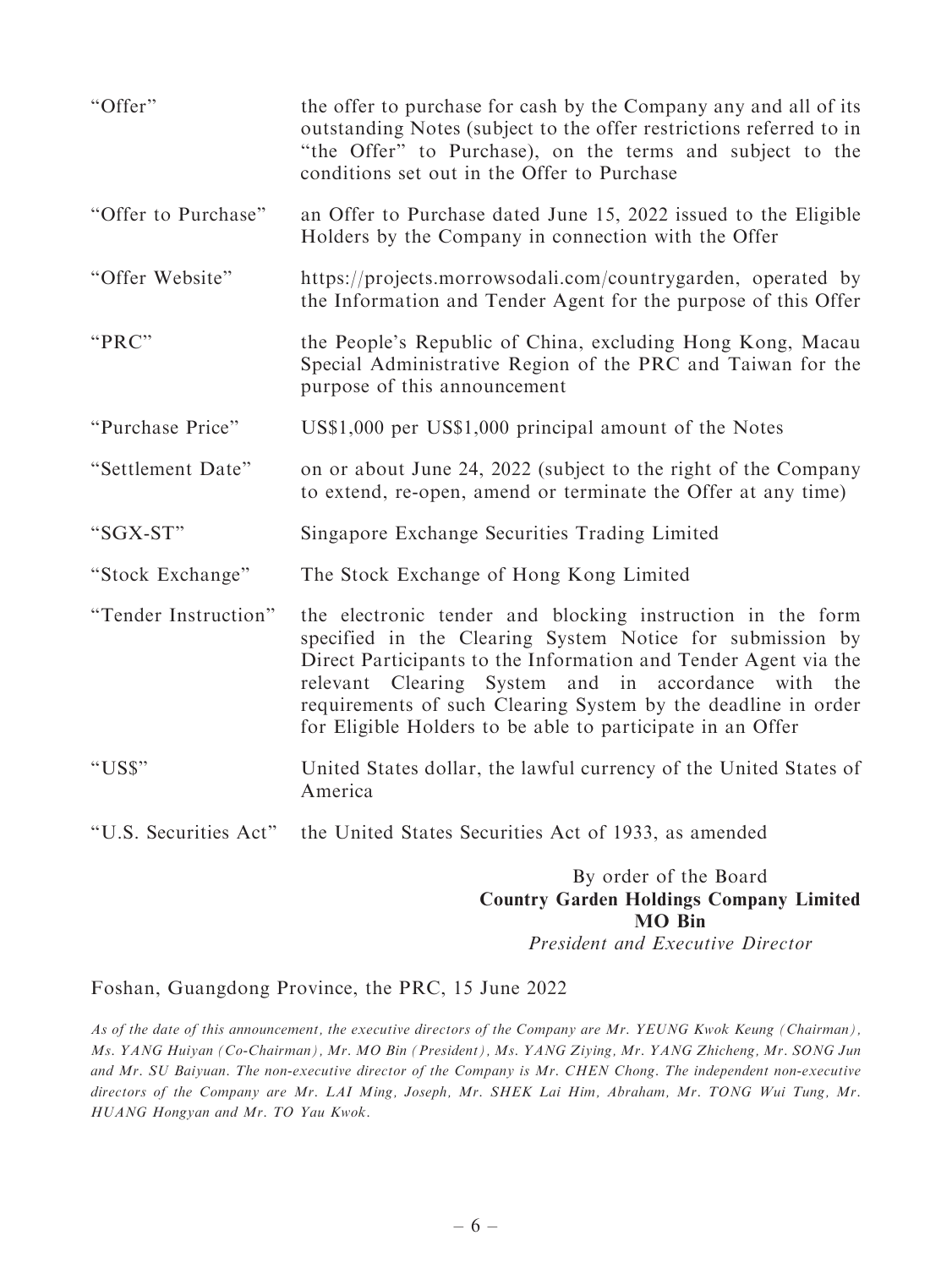| | |
|---|---|
| "Offer" | the offer to purchase for cash by the Company any and all of its outstanding Notes (subject to the offer restrictions referred to in "the Offer" to Purchase), on the terms and subject to the conditions set out in the Offer to Purchase |
| "Offer to Purchase" | an Offer to Purchase dated June 15, 2022 issued to the Eligible Holders by the Company in connection with the Offer |
| "Offer Website" | https://projects.morrowsodali.com/countrygarden, operated by the Information and Tender Agent for the purpose of this Offer |
| "PRC" | the People's Republic of China, excluding Hong Kong, Macau Special Administrative Region of the PRC and Taiwan for the purpose of this announcement |
| "Purchase Price" | US$1,000 per US$1,000 principal amount of the Notes |
| "Settlement Date" | on or about June 24, 2022 (subject to the right of the Company to extend, re-open, amend or terminate the Offer at any time) |
| "SGX-ST" | Singapore Exchange Securities Trading Limited |
| "Stock Exchange" | The Stock Exchange of Hong Kong Limited |
| "Tender Instruction" | the electronic tender and blocking instruction in the form specified in the Clearing System Notice for submission by Direct Participants to the Information and Tender Agent via the relevant Clearing System and in accordance with the requirements of such Clearing System by the deadline in order for Eligible Holders to be able to participate in an Offer |
| "US$" | United States dollar, the lawful currency of the United States of America |
| "U.S. Securities Act" | the United States Securities Act of 1933, as amended |

By order of the Board
**Country Garden Holdings Company Limited**
**MO Bin**
*President and Executive Director*

Foshan, Guangdong Province, the PRC, 15 June 2022

*As of the date of this announcement, the executive directors of the Company are Mr. YEUNG Kwok Keung (Chairman), Ms. YANG Huiyan (Co-Chairman), Mr. MO Bin (President), Ms. YANG Ziying, Mr. YANG Zhicheng, Mr. SONG Jun and Mr. SU Baiyuan. The non-executive director of the Company is Mr. CHEN Chong. The independent non-executive directors of the Company are Mr. LAI Ming, Joseph, Mr. SHEK Lai Him, Abraham, Mr. TONG Wui Tung, Mr. HUANG Hongyan and Mr. TO Yau Kwok.*